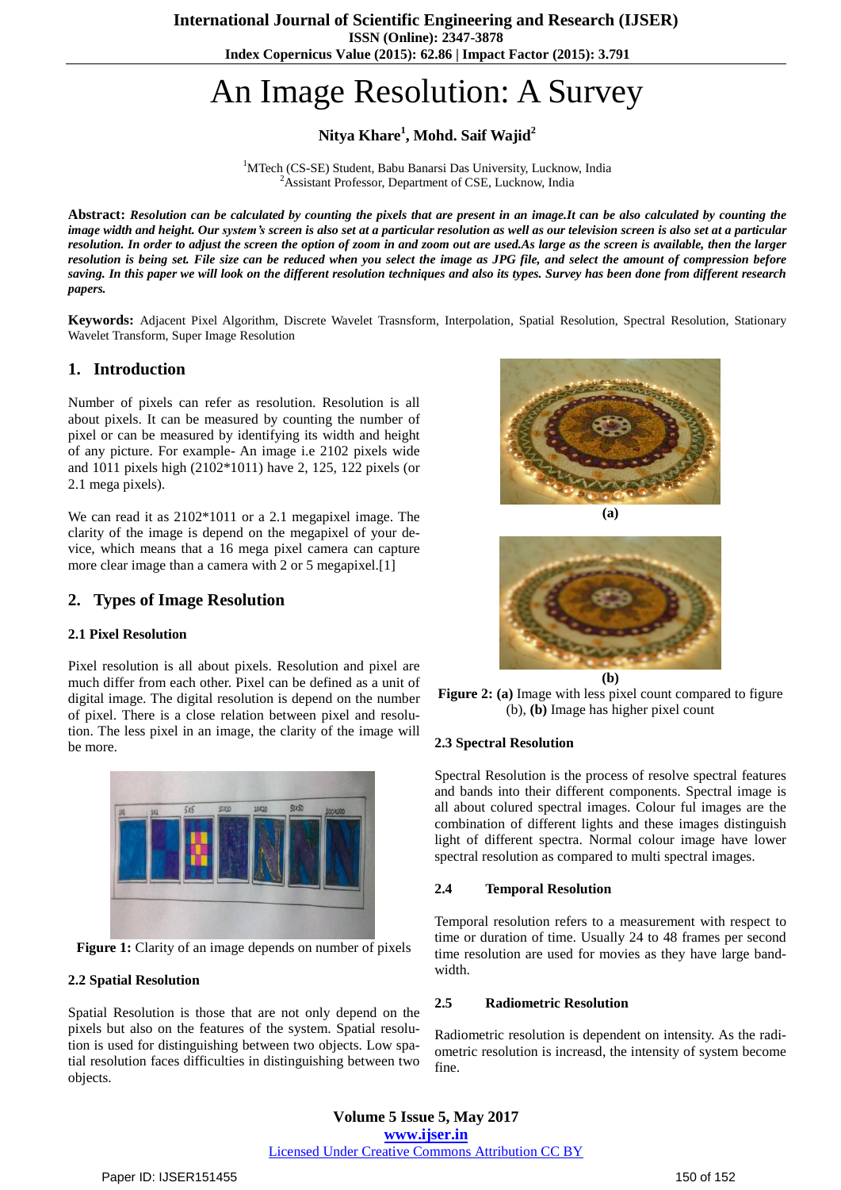# An Image Resolution: A Survey

**Nitya Khare[1], Mohd. Saif Wajid[2]**

[1]MTech (CS-SE) Student, Babu Banarsi Das University, Lucknow, India
[2]Assistant Professor, Department of CSE, Lucknow, India

**Abstract:** ***Resolution can be calculated by counting the pixels that are present in an image.It can be also calculated by counting the image width and height. Our system's screen is also set at a particular resolution as well as our television screen is also set at a particular resolution. In order to adjust the screen the option of zoom in and zoom out are used.As large as the screen is available, then the larger resolution is being set. File size can be reduced when you select the image as JPG file, and select the amount of compression before saving. In this paper we will look on the different resolution techniques and also its types. Survey has been done from different research papers.***

**Keywords:** Adjacent Pixel Algorithm, Discrete Wavelet Trasnsform, Interpolation, Spatial Resolution, Spectral Resolution, Stationary Wavelet Transform, Super Image Resolution

## 1. Introduction

Number of pixels can refer as resolution. Resolution is all about pixels. It can be measured by counting the number of pixel or can be measured by identifying its width and height of any picture. For example- An image i.e 2102 pixels wide and 1011 pixels high (2102*1011) have 2, 125, 122 pixels (or 2.1 mega pixels).

We can read it as 2102*1011 or a 2.1 megapixel image. The clarity of the image is depend on the megapixel of your device, which means that a 16 mega pixel camera can capture more clear image than a camera with 2 or 5 megapixel.[1]

## 2. Types of Image Resolution

### 2.1 Pixel Resolution

Pixel resolution is all about pixels. Resolution and pixel are much differ from each other. Pixel can be defined as a unit of digital image. The digital resolution is depend on the number of pixel. There is a close relation between pixel and resolution. The less pixel in an image, the clarity of the image will be more.

**Figure 1:** Clarity of an image depends on number of pixels

### 2.2 Spatial Resolution

Spatial Resolution is those that are not only depend on the pixels but also on the features of the system. Spatial resolution is used for distinguishing between two objects. Low spatial resolution faces difficulties in distinguishing between two objects.

**(a)**

**(b)**

**Figure 2: (a)** Image with less pixel count compared to figure (b), **(b)** Image has higher pixel count

### 2.3 Spectral Resolution

Spectral Resolution is the process of resolve spectral features and bands into their different components. Spectral image is all about colured spectral images. Colour ful images are the combination of different lights and these images distinguish light of different spectra. Normal colour image have lower spectral resolution as compared to multi spectral images.

### 2.4 Temporal Resolution

Temporal resolution refers to a measurement with respect to time or duration of time. Usually 24 to 48 frames per second time resolution are used for movies as they have large bandwidth.

### 2.5 Radiometric Resolution

Radiometric resolution is dependent on intensity. As the radiometric resolution is increasd, the intensity of system become fine.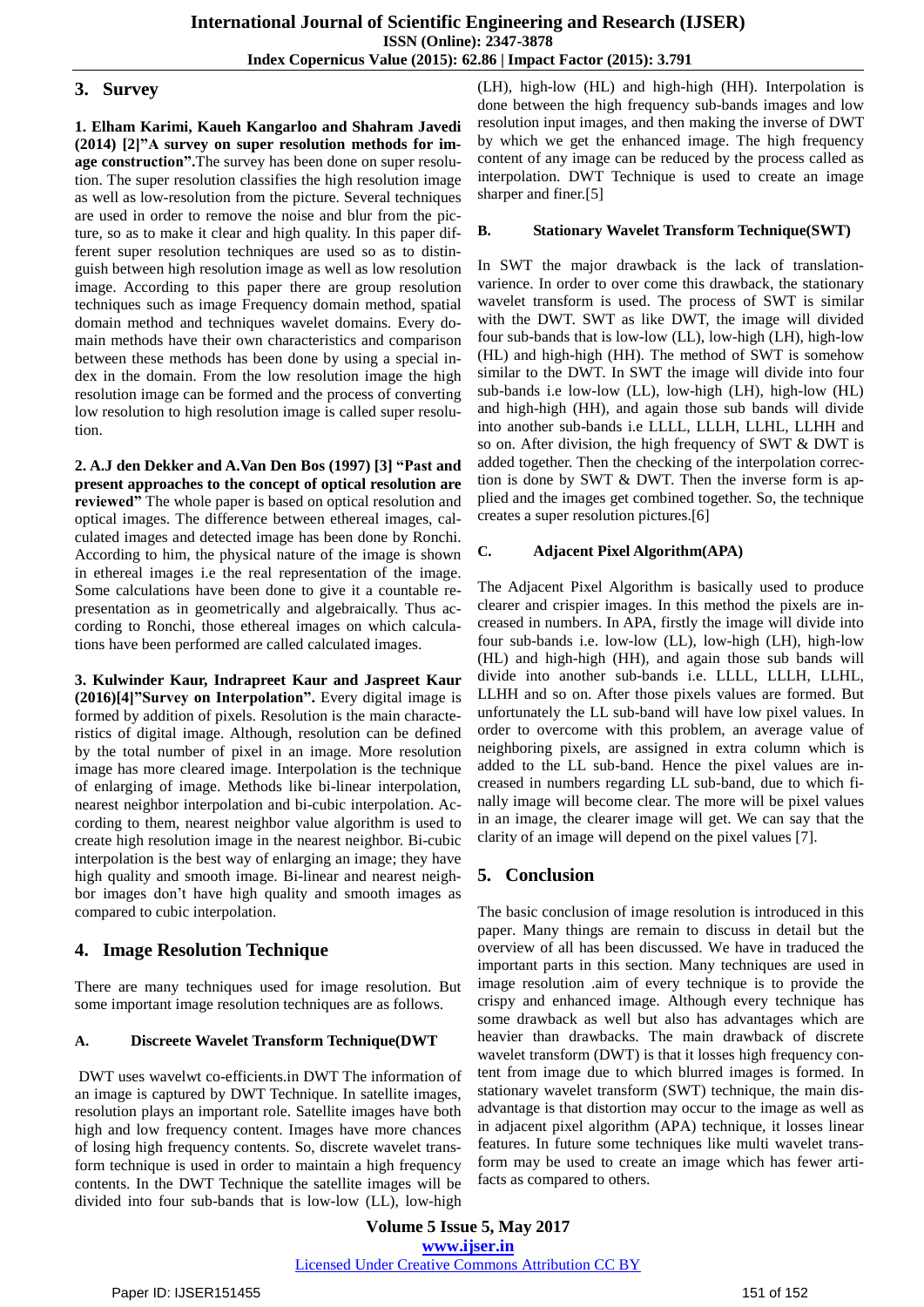## 3. Survey

**1. Elham Karimi, Kaueh Kangarloo and Shahram Javedi (2014) [2]"A survey on super resolution methods for image construction".**The survey has been done on super resolution. The super resolution classifies the high resolution image as well as low-resolution from the picture. Several techniques are used in order to remove the noise and blur from the picture, so as to make it clear and high quality. In this paper different super resolution techniques are used so as to distinguish between high resolution image as well as low resolution image. According to this paper there are group resolution techniques such as image Frequency domain method, spatial domain method and techniques wavelet domains. Every domain methods have their own characteristics and comparison between these methods has been done by using a special index in the domain. From the low resolution image the high resolution image can be formed and the process of converting low resolution to high resolution image is called super resolution.

**2. A.J den Dekker and A.Van Den Bos (1997) [3] "Past and present approaches to the concept of optical resolution are reviewed"** The whole paper is based on optical resolution and optical images. The difference between ethereal images, calculated images and detected image has been done by Ronchi. According to him, the physical nature of the image is shown in ethereal images i.e the real representation of the image. Some calculations have been done to give it a countable representation as in geometrically and algebraically. Thus according to Ronchi, those ethereal images on which calculations have been performed are called calculated images.

**3. Kulwinder Kaur, Indrapreet Kaur and Jaspreet Kaur (2016)[4]"Survey on Interpolation".** Every digital image is formed by addition of pixels. Resolution is the main characteristics of digital image. Although, resolution can be defined by the total number of pixel in an image. More resolution image has more cleared image. Interpolation is the technique of enlarging of image. Methods like bi-linear interpolation, nearest neighbor interpolation and bi-cubic interpolation. According to them, nearest neighbor value algorithm is used to create high resolution image in the nearest neighbor. Bi-cubic interpolation is the best way of enlarging an image; they have high quality and smooth image. Bi-linear and nearest neighbor images don't have high quality and smooth images as compared to cubic interpolation.

## 4. Image Resolution Technique

There are many techniques used for image resolution. But some important image resolution techniques are as follows.

### A. Discreete Wavelet Transform Technique(DWT

DWT uses wavelwt co-efficients.in DWT The information of an image is captured by DWT Technique. In satellite images, resolution plays an important role. Satellite images have both high and low frequency content. Images have more chances of losing high frequency contents. So, discrete wavelet transform technique is used in order to maintain a high frequency contents. In the DWT Technique the satellite images will be divided into four sub-bands that is low-low (LL), low-high (LH), high-low (HL) and high-high (HH). Interpolation is done between the high frequency sub-bands images and low resolution input images, and then making the inverse of DWT by which we get the enhanced image. The high frequency content of any image can be reduced by the process called as interpolation. DWT Technique is used to create an image sharper and finer.[5]

### B. Stationary Wavelet Transform Technique(SWT)

In SWT the major drawback is the lack of translation-varience. In order to over come this drawback, the stationary wavelet transform is used. The process of SWT is similar with the DWT. SWT as like DWT, the image will divided four sub-bands that is low-low (LL), low-high (LH), high-low (HL) and high-high (HH). The method of SWT is somehow similar to the DWT. In SWT the image will divide into four sub-bands i.e low-low (LL), low-high (LH), high-low (HL) and high-high (HH), and again those sub bands will divide into another sub-bands i.e LLLL, LLLH, LLHL, LLHH and so on. After division, the high frequency of SWT & DWT is added together. Then the checking of the interpolation correction is done by SWT & DWT. Then the inverse form is applied and the images get combined together. So, the technique creates a super resolution pictures.[6]

### C. Adjacent Pixel Algorithm(APA)

The Adjacent Pixel Algorithm is basically used to produce clearer and crispier images. In this method the pixels are increased in numbers. In APA, firstly the image will divide into four sub-bands i.e. low-low (LL), low-high (LH), high-low (HL) and high-high (HH), and again those sub bands will divide into another sub-bands i.e. LLLL, LLLH, LLHL, LLHH and so on. After those pixels values are formed. But unfortunately the LL sub-band will have low pixel values. In order to overcome with this problem, an average value of neighboring pixels, are assigned in extra column which is added to the LL sub-band. Hence the pixel values are increased in numbers regarding LL sub-band, due to which finally image will become clear. The more will be pixel values in an image, the clearer image will get. We can say that the clarity of an image will depend on the pixel values [7].

## 5. Conclusion

The basic conclusion of image resolution is introduced in this paper. Many things are remain to discuss in detail but the overview of all has been discussed. We have in traduced the important parts in this section. Many techniques are used in image resolution .aim of every technique is to provide the crispy and enhanced image. Although every technique has some drawback as well but also has advantages which are heavier than drawbacks. The main drawback of discrete wavelet transform (DWT) is that it losses high frequency content from image due to which blurred images is formed. In stationary wavelet transform (SWT) technique, the main disadvantage is that distortion may occur to the image as well as in adjacent pixel algorithm (APA) technique, it losses linear features. In future some techniques like multi wavelet transform may be used to create an image which has fewer artifacts as compared to others.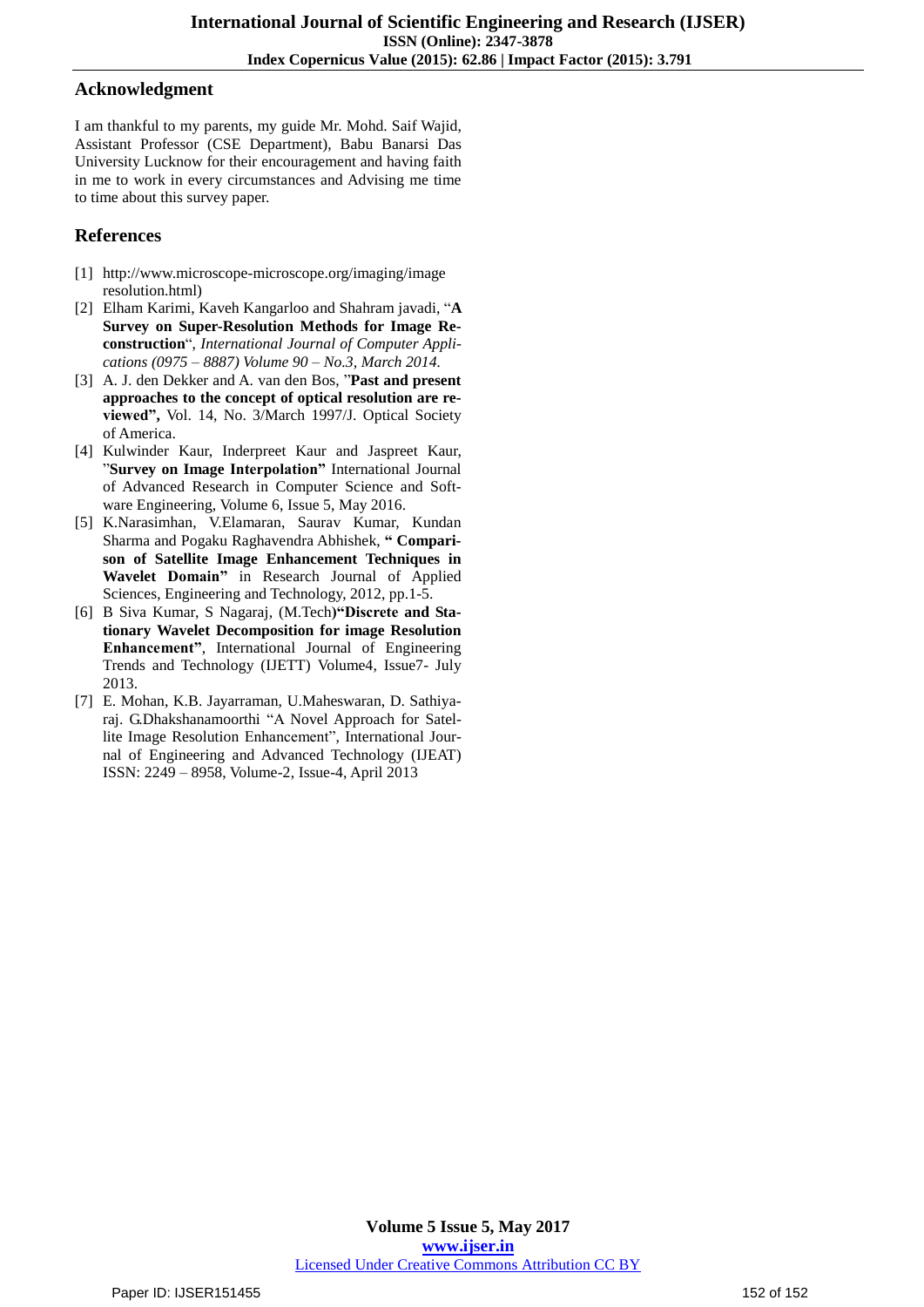## Acknowledgment

I am thankful to my parents, my guide Mr. Mohd. Saif Wajid, Assistant Professor (CSE Department), Babu Banarsi Das University Lucknow for their encouragement and having faith in me to work in every circumstances and Advising me time to time about this survey paper.

## References

[1] http://www.microscope-microscope.org/imaging/image resolution.html)

[2] Elham Karimi, Kaveh Kangarloo and Shahram javadi, "**A Survey on Super-Resolution Methods for Image Reconstruction**", *International Journal of Computer Applications (0975 – 8887) Volume 90 – No.3, March 2014.*

[3] A. J. den Dekker and A. van den Bos, "**Past and present approaches to the concept of optical resolution are reviewed",** Vol. 14, No. 3/March 1997/J. Optical Society of America.

[4] Kulwinder Kaur, Inderpreet Kaur and Jaspreet Kaur, "**Survey on Image Interpolation"** International Journal of Advanced Research in Computer Science and Software Engineering, Volume 6, Issue 5, May 2016.

[5] K.Narasimhan, V.Elamaran, Saurav Kumar, Kundan Sharma and Pogaku Raghavendra Abhishek, **" Comparison of Satellite Image Enhancement Techniques in Wavelet Domain"** in Research Journal of Applied Sciences, Engineering and Technology, 2012, pp.1-5.

[6] B Siva Kumar, S Nagaraj, (M.Tech)**"Discrete and Stationary Wavelet Decomposition for image Resolution Enhancement"**, International Journal of Engineering Trends and Technology (IJETT) Volume4, Issue7- July 2013.

[7] E. Mohan, K.B. Jayarraman, U.Maheswaran, D. Sathiyaraj. G.Dhakshanamoorthi "A Novel Approach for Satellite Image Resolution Enhancement", International Journal of Engineering and Advanced Technology (IJEAT) ISSN: 2249 – 8958, Volume-2, Issue-4, April 2013